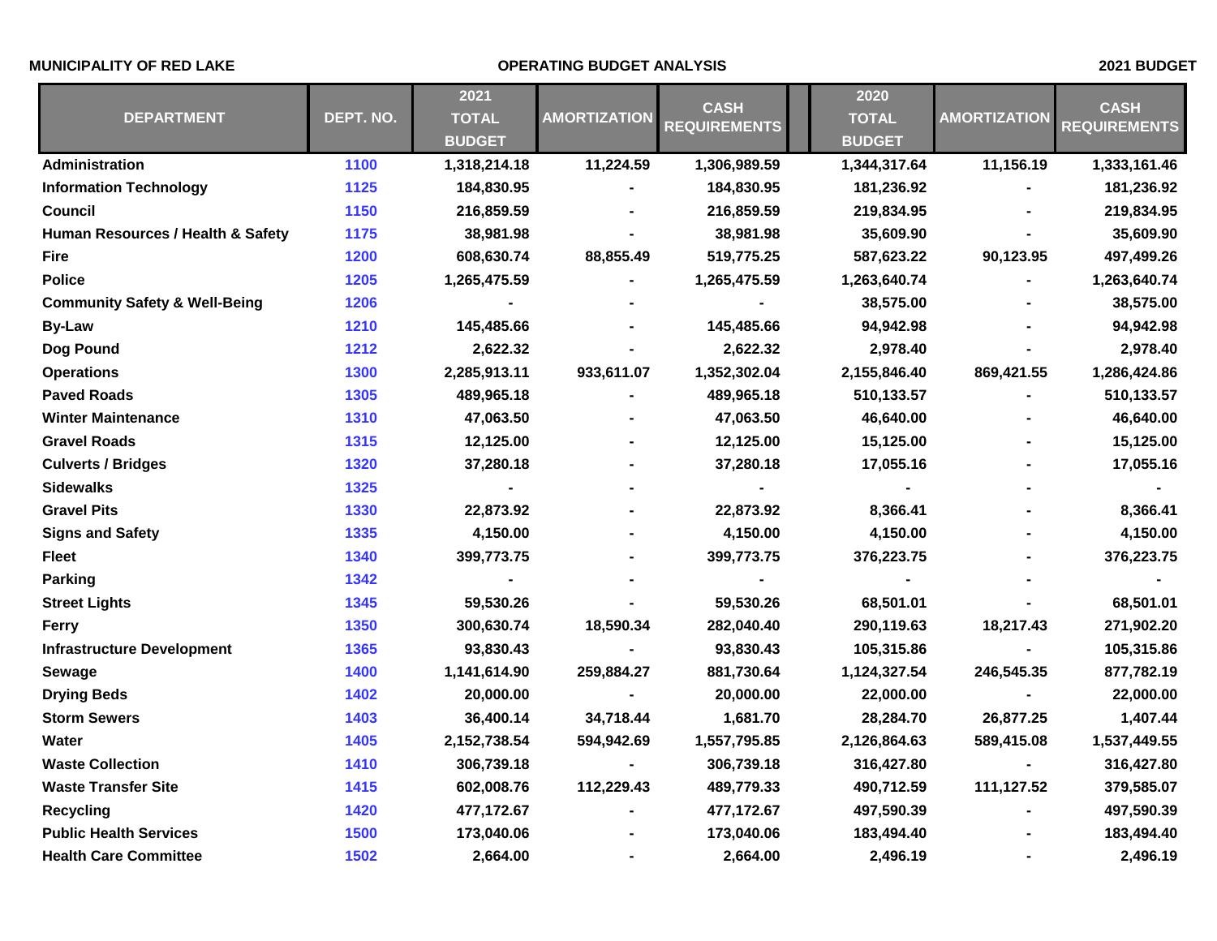**MUNICIPALITY OF RED LAKE** | **OPERATING BUDGET ANALYSIS** | **2021 BUDGET**

| DEPARTMENT | DEPT. NO. | 2021 TOTAL BUDGET | AMORTIZATION | CASH REQUIREMENTS | | 2020 TOTAL BUDGET | AMORTIZATION | CASH REQUIREMENTS |
|---|---|---|---|---|---|---|---|---|
| Administration | 1100 | 1,318,214.18 | 11,224.59 | 1,306,989.59 | | 1,344,317.64 | 11,156.19 | 1,333,161.46 |
| Information Technology | 1125 | 184,830.95 | - | 184,830.95 | | 181,236.92 | - | 181,236.92 |
| Council | 1150 | 216,859.59 | - | 216,859.59 | | 219,834.95 | - | 219,834.95 |
| Human Resources / Health & Safety | 1175 | 38,981.98 | - | 38,981.98 | | 35,609.90 | - | 35,609.90 |
| Fire | 1200 | 608,630.74 | 88,855.49 | 519,775.25 | | 587,623.22 | 90,123.95 | 497,499.26 |
| Police | 1205 | 1,265,475.59 | - | 1,265,475.59 | | 1,263,640.74 | - | 1,263,640.74 |
| Community Safety & Well-Being | 1206 | - | - | - | | 38,575.00 | - | 38,575.00 |
| By-Law | 1210 | 145,485.66 | - | 145,485.66 | | 94,942.98 | - | 94,942.98 |
| Dog Pound | 1212 | 2,622.32 | - | 2,622.32 | | 2,978.40 | - | 2,978.40 |
| Operations | 1300 | 2,285,913.11 | 933,611.07 | 1,352,302.04 | | 2,155,846.40 | 869,421.55 | 1,286,424.86 |
| Paved Roads | 1305 | 489,965.18 | - | 489,965.18 | | 510,133.57 | - | 510,133.57 |
| Winter Maintenance | 1310 | 47,063.50 | - | 47,063.50 | | 46,640.00 | - | 46,640.00 |
| Gravel Roads | 1315 | 12,125.00 | - | 12,125.00 | | 15,125.00 | - | 15,125.00 |
| Culverts / Bridges | 1320 | 37,280.18 | - | 37,280.18 | | 17,055.16 | - | 17,055.16 |
| Sidewalks | 1325 | - | - | - | | - | - | - |
| Gravel Pits | 1330 | 22,873.92 | - | 22,873.92 | | 8,366.41 | - | 8,366.41 |
| Signs and Safety | 1335 | 4,150.00 | - | 4,150.00 | | 4,150.00 | - | 4,150.00 |
| Fleet | 1340 | 399,773.75 | - | 399,773.75 | | 376,223.75 | - | 376,223.75 |
| Parking | 1342 | - | - | - | | - | - | - |
| Street Lights | 1345 | 59,530.26 | - | 59,530.26 | | 68,501.01 | - | 68,501.01 |
| Ferry | 1350 | 300,630.74 | 18,590.34 | 282,040.40 | | 290,119.63 | 18,217.43 | 271,902.20 |
| Infrastructure Development | 1365 | 93,830.43 | - | 93,830.43 | | 105,315.86 | - | 105,315.86 |
| Sewage | 1400 | 1,141,614.90 | 259,884.27 | 881,730.64 | | 1,124,327.54 | 246,545.35 | 877,782.19 |
| Drying Beds | 1402 | 20,000.00 | - | 20,000.00 | | 22,000.00 | - | 22,000.00 |
| Storm Sewers | 1403 | 36,400.14 | 34,718.44 | 1,681.70 | | 28,284.70 | 26,877.25 | 1,407.44 |
| Water | 1405 | 2,152,738.54 | 594,942.69 | 1,557,795.85 | | 2,126,864.63 | 589,415.08 | 1,537,449.55 |
| Waste Collection | 1410 | 306,739.18 | - | 306,739.18 | | 316,427.80 | - | 316,427.80 |
| Waste Transfer Site | 1415 | 602,008.76 | 112,229.43 | 489,779.33 | | 490,712.59 | 111,127.52 | 379,585.07 |
| Recycling | 1420 | 477,172.67 | - | 477,172.67 | | 497,590.39 | - | 497,590.39 |
| Public Health Services | 1500 | 173,040.06 | - | 173,040.06 | | 183,494.40 | - | 183,494.40 |
| Health Care Committee | 1502 | 2,664.00 | - | 2,664.00 | | 2,496.19 | - | 2,496.19 |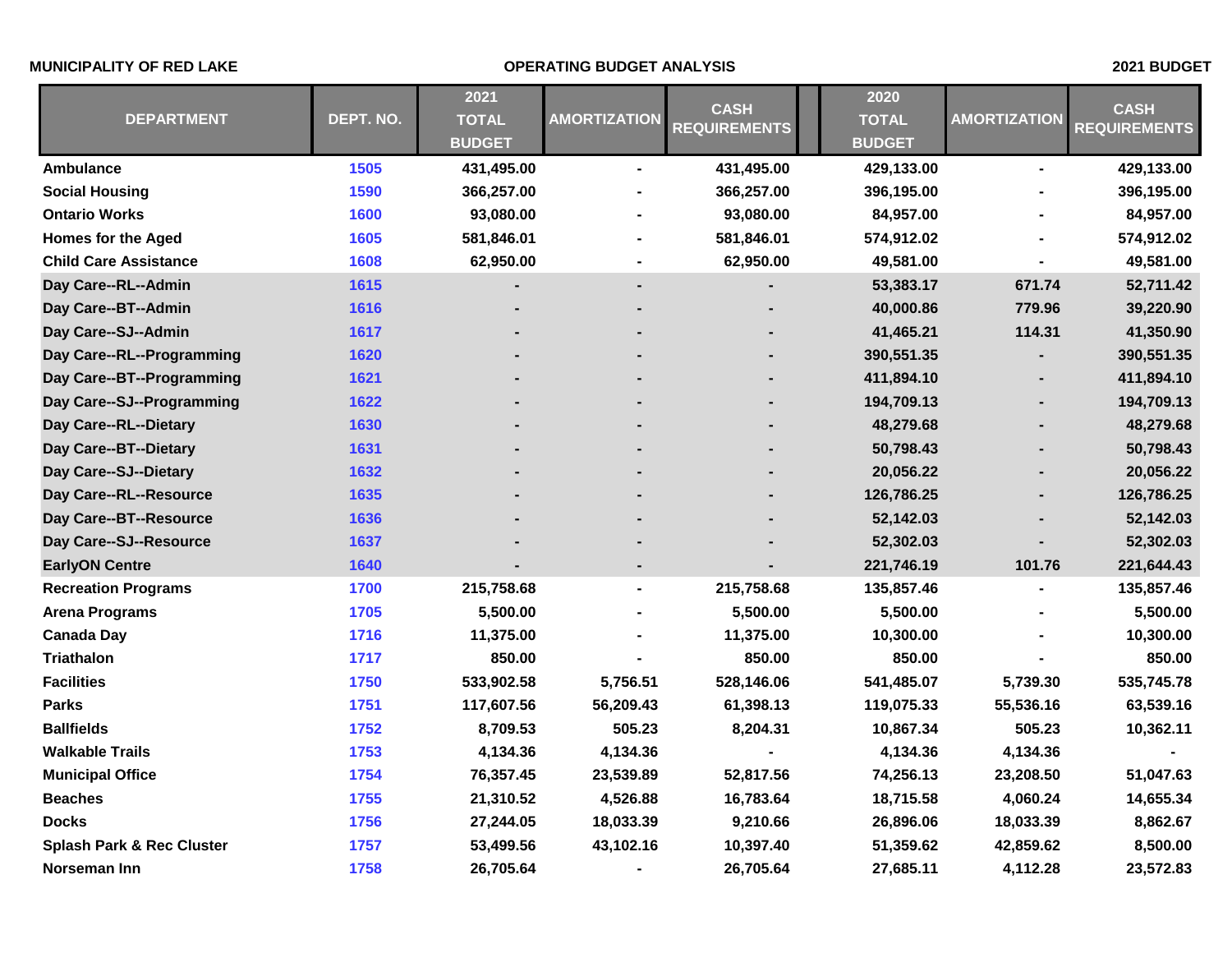MUNICIPALITY OF RED LAKE — OPERATING BUDGET ANALYSIS — 2021 BUDGET

| DEPARTMENT | DEPT. NO. | 2021 TOTAL BUDGET | AMORTIZATION | CASH REQUIREMENTS | 2020 TOTAL BUDGET | AMORTIZATION | CASH REQUIREMENTS |
|---|---|---|---|---|---|---|---|
| Ambulance | 1505 | 431,495.00 | - | 431,495.00 | 429,133.00 | - | 429,133.00 |
| Social Housing | 1590 | 366,257.00 | - | 366,257.00 | 396,195.00 | - | 396,195.00 |
| Ontario Works | 1600 | 93,080.00 | - | 93,080.00 | 84,957.00 | - | 84,957.00 |
| Homes for the Aged | 1605 | 581,846.01 | - | 581,846.01 | 574,912.02 | - | 574,912.02 |
| Child Care Assistance | 1608 | 62,950.00 | - | 62,950.00 | 49,581.00 | - | 49,581.00 |
| Day Care--RL--Admin | 1615 | - | - | - | 53,383.17 | 671.74 | 52,711.42 |
| Day Care--BT--Admin | 1616 | - | - | - | 40,000.86 | 779.96 | 39,220.90 |
| Day Care--SJ--Admin | 1617 | - | - | - | 41,465.21 | 114.31 | 41,350.90 |
| Day Care--RL--Programming | 1620 | - | - | - | 390,551.35 | - | 390,551.35 |
| Day Care--BT--Programming | 1621 | - | - | - | 411,894.10 | - | 411,894.10 |
| Day Care--SJ--Programming | 1622 | - | - | - | 194,709.13 | - | 194,709.13 |
| Day Care--RL--Dietary | 1630 | - | - | - | 48,279.68 | - | 48,279.68 |
| Day Care--BT--Dietary | 1631 | - | - | - | 50,798.43 | - | 50,798.43 |
| Day Care--SJ--Dietary | 1632 | - | - | - | 20,056.22 | - | 20,056.22 |
| Day Care--RL--Resource | 1635 | - | - | - | 126,786.25 | - | 126,786.25 |
| Day Care--BT--Resource | 1636 | - | - | - | 52,142.03 | - | 52,142.03 |
| Day Care--SJ--Resource | 1637 | - | - | - | 52,302.03 | - | 52,302.03 |
| EarlyON Centre | 1640 | - | - | - | 221,746.19 | 101.76 | 221,644.43 |
| Recreation Programs | 1700 | 215,758.68 | - | 215,758.68 | 135,857.46 | - | 135,857.46 |
| Arena Programs | 1705 | 5,500.00 | - | 5,500.00 | 5,500.00 | - | 5,500.00 |
| Canada Day | 1716 | 11,375.00 | - | 11,375.00 | 10,300.00 | - | 10,300.00 |
| Triathalon | 1717 | 850.00 | - | 850.00 | 850.00 | - | 850.00 |
| Facilities | 1750 | 533,902.58 | 5,756.51 | 528,146.06 | 541,485.07 | 5,739.30 | 535,745.78 |
| Parks | 1751 | 117,607.56 | 56,209.43 | 61,398.13 | 119,075.33 | 55,536.16 | 63,539.16 |
| Ballfields | 1752 | 8,709.53 | 505.23 | 8,204.31 | 10,867.34 | 505.23 | 10,362.11 |
| Walkable Trails | 1753 | 4,134.36 | 4,134.36 | - | 4,134.36 | 4,134.36 | - |
| Municipal Office | 1754 | 76,357.45 | 23,539.89 | 52,817.56 | 74,256.13 | 23,208.50 | 51,047.63 |
| Beaches | 1755 | 21,310.52 | 4,526.88 | 16,783.64 | 18,715.58 | 4,060.24 | 14,655.34 |
| Docks | 1756 | 27,244.05 | 18,033.39 | 9,210.66 | 26,896.06 | 18,033.39 | 8,862.67 |
| Splash Park & Rec Cluster | 1757 | 53,499.56 | 43,102.16 | 10,397.40 | 51,359.62 | 42,859.62 | 8,500.00 |
| Norseman Inn | 1758 | 26,705.64 | - | 26,705.64 | 27,685.11 | 4,112.28 | 23,572.83 |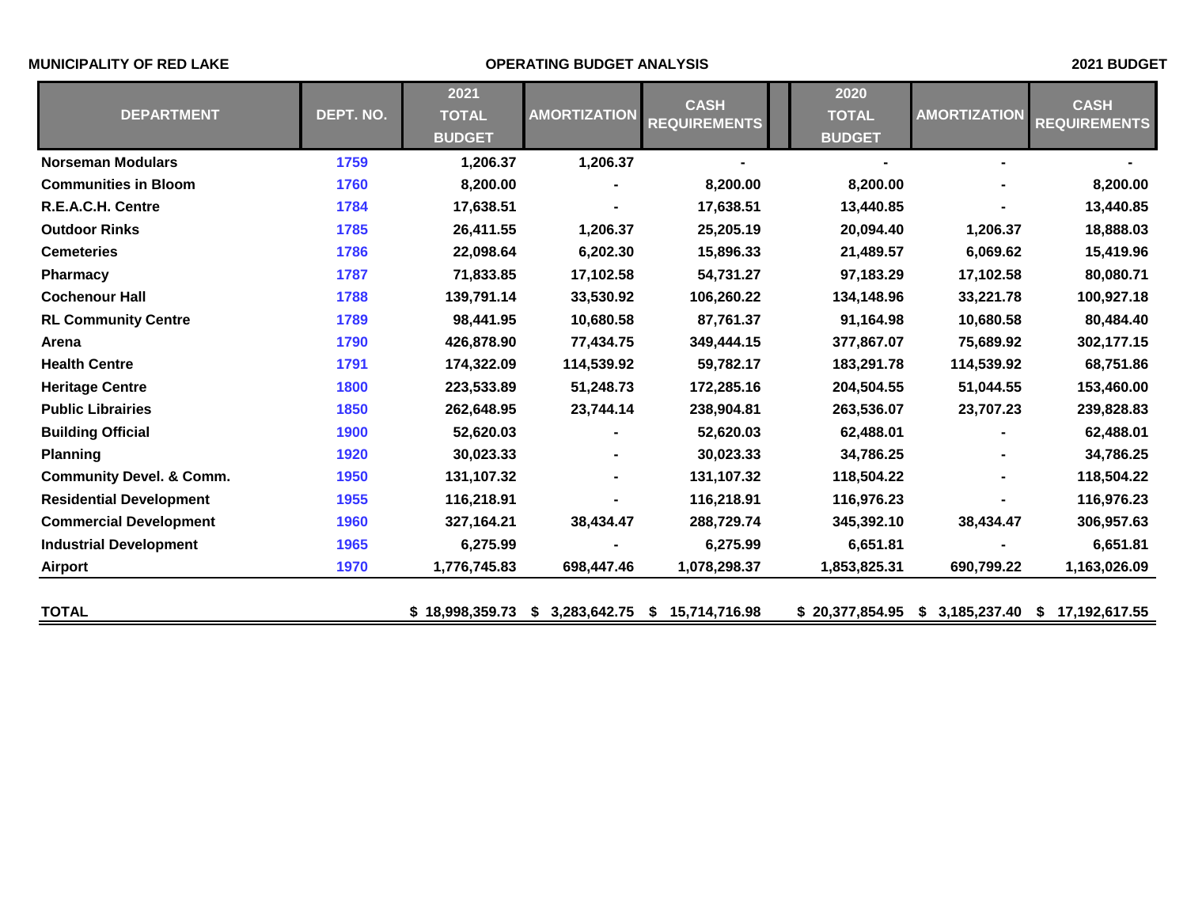**MUNICIPALITY OF RED LAKE** | **OPERATING BUDGET ANALYSIS** | **2021 BUDGET**

| DEPARTMENT | DEPT. NO. | 2021 TOTAL BUDGET | AMORTIZATION | CASH REQUIREMENTS | 2020 TOTAL BUDGET | AMORTIZATION | CASH REQUIREMENTS |
|---|---|---|---|---|---|---|---|
| **Norseman Modulars** | 1759 | 1,206.37 | 1,206.37 | - | - | - | - |
| **Communities in Bloom** | 1760 | 8,200.00 | - | 8,200.00 | 8,200.00 | - | 8,200.00 |
| **R.E.A.C.H. Centre** | 1784 | 17,638.51 | - | 17,638.51 | 13,440.85 | - | 13,440.85 |
| **Outdoor Rinks** | 1785 | 26,411.55 | 1,206.37 | 25,205.19 | 20,094.40 | 1,206.37 | 18,888.03 |
| **Cemeteries** | 1786 | 22,098.64 | 6,202.30 | 15,896.33 | 21,489.57 | 6,069.62 | 15,419.96 |
| **Pharmacy** | 1787 | 71,833.85 | 17,102.58 | 54,731.27 | 97,183.29 | 17,102.58 | 80,080.71 |
| **Cochenour Hall** | 1788 | 139,791.14 | 33,530.92 | 106,260.22 | 134,148.96 | 33,221.78 | 100,927.18 |
| **RL Community Centre** | 1789 | 98,441.95 | 10,680.58 | 87,761.37 | 91,164.98 | 10,680.58 | 80,484.40 |
| **Arena** | 1790 | 426,878.90 | 77,434.75 | 349,444.15 | 377,867.07 | 75,689.92 | 302,177.15 |
| **Health Centre** | 1791 | 174,322.09 | 114,539.92 | 59,782.17 | 183,291.78 | 114,539.92 | 68,751.86 |
| **Heritage Centre** | 1800 | 223,533.89 | 51,248.73 | 172,285.16 | 204,504.55 | 51,044.55 | 153,460.00 |
| **Public Librairies** | 1850 | 262,648.95 | 23,744.14 | 238,904.81 | 263,536.07 | 23,707.23 | 239,828.83 |
| **Building Official** | 1900 | 52,620.03 | - | 52,620.03 | 62,488.01 | - | 62,488.01 |
| **Planning** | 1920 | 30,023.33 | - | 30,023.33 | 34,786.25 | - | 34,786.25 |
| **Community Devel. & Comm.** | 1950 | 131,107.32 | - | 131,107.32 | 118,504.22 | - | 118,504.22 |
| **Residential Development** | 1955 | 116,218.91 | - | 116,218.91 | 116,976.23 | - | 116,976.23 |
| **Commercial Development** | 1960 | 327,164.21 | 38,434.47 | 288,729.74 | 345,392.10 | 38,434.47 | 306,957.63 |
| **Industrial Development** | 1965 | 6,275.99 | - | 6,275.99 | 6,651.81 | - | 6,651.81 |
| **Airport** | 1970 | 1,776,745.83 | 698,447.46 | 1,078,298.37 | 1,853,825.31 | 690,799.22 | 1,163,026.09 |
| **TOTAL** | | $ 18,998,359.73 | $ 3,283,642.75 | $ 15,714,716.98 | $ 20,377,854.95 | $ 3,185,237.40 | $ 17,192,617.55 |